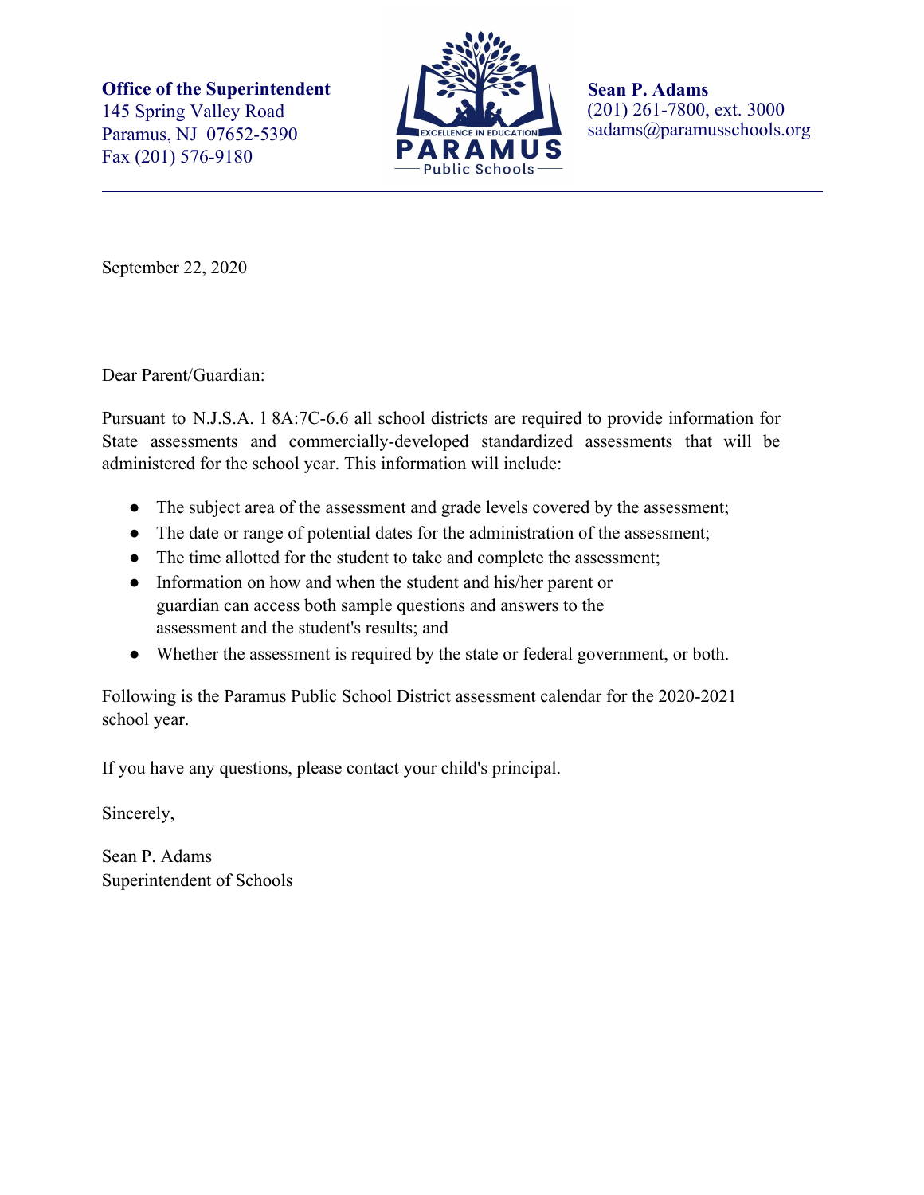**Office of the Superintendent**
145 Spring Valley Road
Paramus, NJ 07652-5390
Fax (201) 576-9180

EXCELLENCE IN EDUCATION
PARAMUS
Public Schools

**Sean P. Adams**
(201) 261-7800, ext. 3000
sadams@paramusschools.org

---

September 22, 2020

Dear Parent/Guardian:

Pursuant to N.J.S.A. l 8A:7C-6.6 all school districts are required to provide information for State assessments and commercially-developed standardized assessments that will be administered for the school year. This information will include:

- The subject area of the assessment and grade levels covered by the assessment;
- The date or range of potential dates for the administration of the assessment;
- The time allotted for the student to take and complete the assessment;
- Information on how and when the student and his/her parent or guardian can access both sample questions and answers to the assessment and the student's results; and
- Whether the assessment is required by the state or federal government, or both.

Following is the Paramus Public School District assessment calendar for the 2020-2021 school year.

If you have any questions, please contact your child's principal.

Sincerely,

Sean P. Adams
Superintendent of Schools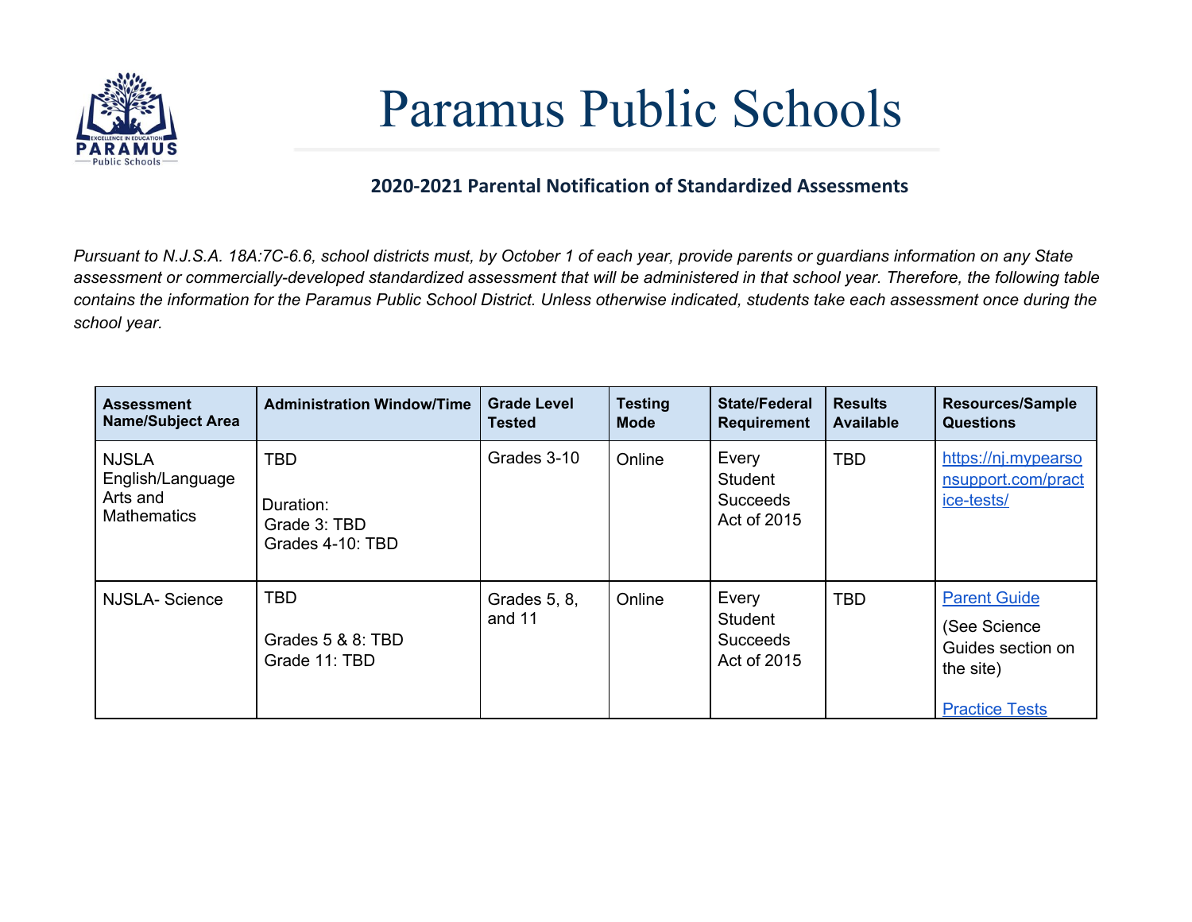# Paramus Public Schools

## 2020-2021 Parental Notification of Standardized Assessments

*Pursuant to N.J.S.A. 18A:7C-6.6, school districts must, by October 1 of each year, provide parents or guardians information on any State assessment or commercially-developed standardized assessment that will be administered in that school year. Therefore, the following table contains the information for the Paramus Public School District. Unless otherwise indicated, students take each assessment once during the school year.*

| Assessment Name/Subject Area | Administration Window/Time | Grade Level Tested | Testing Mode | State/Federal Requirement | Results Available | Resources/Sample Questions |
|---|---|---|---|---|---|---|
| NJSLA English/Language Arts and Mathematics | TBD<br><br>Duration:<br>Grade 3: TBD<br>Grades 4-10: TBD | Grades 3-10 | Online | Every Student Succeeds Act of 2015 | TBD | https://nj.mypearsonsupport.com/practice-tests/ |
| NJSLA- Science | TBD<br><br>Grades 5 & 8: TBD<br>Grade 11: TBD | Grades 5, 8, and 11 | Online | Every Student Succeeds Act of 2015 | TBD | Parent Guide<br>(See Science Guides section on the site)<br><br>Practice Tests |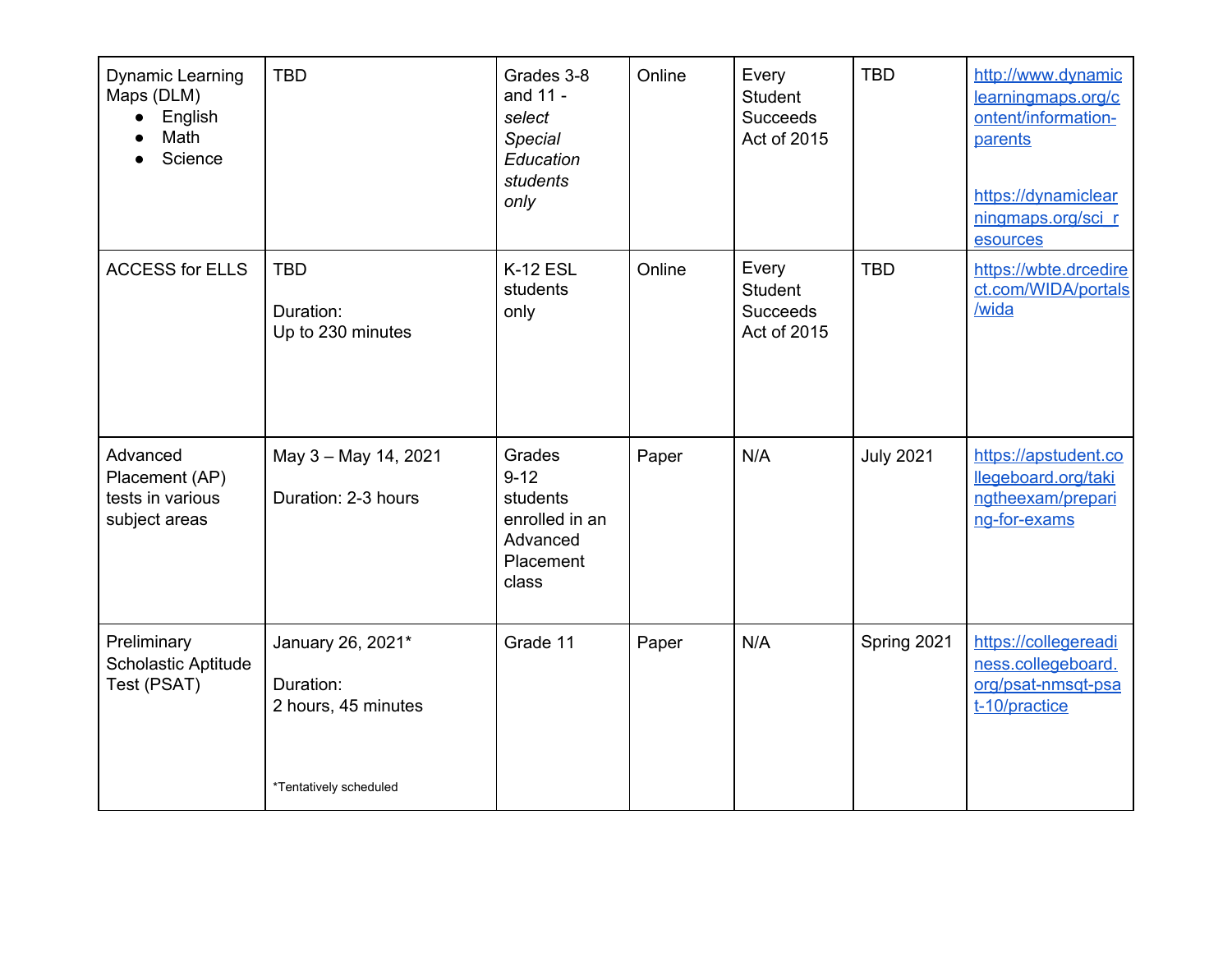| | | | | | | |
|---|---|---|---|---|---|---|
| Dynamic Learning Maps (DLM)<br>• English<br>• Math<br>• Science | TBD | Grades 3-8 and 11 - *select Special Education students only* | Online | Every Student Succeeds Act of 2015 | TBD | http://www.dynamiclearningmaps.org/content/information-parents<br><br>https://dynamiclearningmaps.org/sci_resources |
| ACCESS for ELLS | TBD<br><br>Duration:<br>Up to 230 minutes | K-12 ESL students only | Online | Every Student Succeeds Act of 2015 | TBD | https://wbte.drcedirect.com/WIDA/portals/wida |
| Advanced Placement (AP) tests in various subject areas | May 3 – May 14, 2021<br><br>Duration: 2-3 hours | Grades 9-12 students enrolled in an Advanced Placement class | Paper | N/A | July 2021 | https://apstudent.collegeboard.org/takingtheexam/preparing-for-exams |
| Preliminary Scholastic Aptitude Test (PSAT) | January 26, 2021*<br><br>Duration:<br>2 hours, 45 minutes<br><br>*Tentatively scheduled | Grade 11 | Paper | N/A | Spring 2021 | https://collegereadiness.collegeboard.org/psat-nmsqt-psat-10/practice |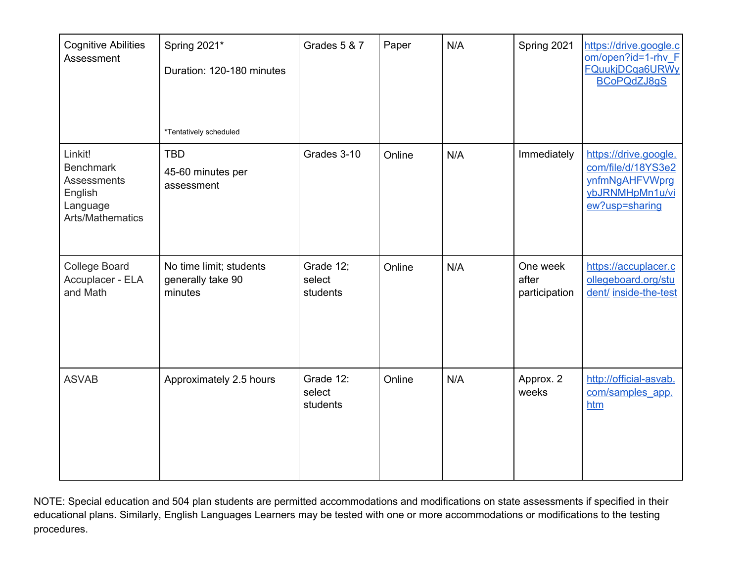| | | | | | | |
|---|---|---|---|---|---|---|
| Cognitive Abilities Assessment | Spring 2021*<br><br>Duration: 120-180 minutes<br><br>*Tentatively scheduled | Grades 5 & 7 | Paper | N/A | Spring 2021 | https://drive.google.com/open?id=1-rhv_FFQuukjDCqa6URWyBCoPQdZJ8gS |
| Linkit! Benchmark Assessments English Language Arts/Mathematics | TBD<br>45-60 minutes per assessment | Grades 3-10 | Online | N/A | Immediately | https://drive.google.com/file/d/18YS3e2ynfmNgAHFVWprgybJRNMHpMn1u/view?usp=sharing |
| College Board Accuplacer - ELA and Math | No time limit; students generally take 90 minutes | Grade 12; select students | Online | N/A | One week after participation | https://accuplacer.collegeboard.org/student/ inside-the-test |
| ASVAB | Approximately 2.5 hours | Grade 12: select students | Online | N/A | Approx. 2 weeks | http://official-asvab.com/samples_app.htm |

NOTE: Special education and 504 plan students are permitted accommodations and modifications on state assessments if specified in their educational plans. Similarly, English Languages Learners may be tested with one or more accommodations or modifications to the testing procedures.